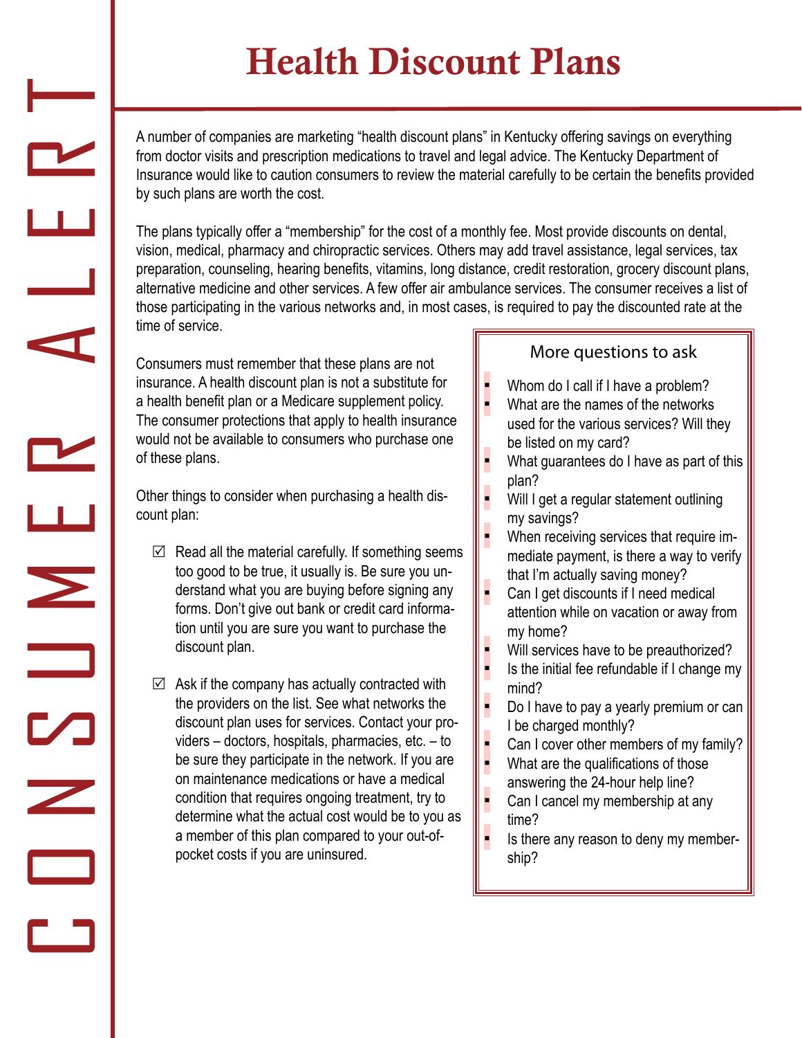# Health Discount Plans

CONSUMER ALERT

A number of companies are marketing "health discount plans" in Kentucky offering savings on everything from doctor visits and prescription medications to travel and legal advice. The Kentucky Department of Insurance would like to caution consumers to review the material carefully to be certain the benefits provided by such plans are worth the cost.

The plans typically offer a "membership" for the cost of a monthly fee. Most provide discounts on dental, vision, medical, pharmacy and chiropractic services. Others may add travel assistance, legal services, tax preparation, counseling, hearing benefits, vitamins, long distance, credit restoration, grocery discount plans, alternative medicine and other services. A few offer air ambulance services. The consumer receives a list of those participating in the various networks and, in most cases, is required to pay the discounted rate at the time of service.

Consumers must remember that these plans are not insurance. A health discount plan is not a substitute for a health benefit plan or a Medicare supplement policy. The consumer protections that apply to health insurance would not be available to consumers who purchase one of these plans.

Other things to consider when purchasing a health discount plan:

- ☑ Read all the material carefully. If something seems too good to be true, it usually is. Be sure you understand what you are buying before signing any forms. Don't give out bank or credit card information until you are sure you want to purchase the discount plan.
- ☑ Ask if the company has actually contracted with the providers on the list. See what networks the discount plan uses for services. Contact your providers – doctors, hospitals, pharmacies, etc. – to be sure they participate in the network. If you are on maintenance medications or have a medical condition that requires ongoing treatment, try to determine what the actual cost would be to you as a member of this plan compared to your out-of-pocket costs if you are uninsured.

## More questions to ask

- Whom do I call if I have a problem?
- What are the names of the networks used for the various services? Will they be listed on my card?
- What guarantees do I have as part of this plan?
- Will I get a regular statement outlining my savings?
- When receiving services that require immediate payment, is there a way to verify that I'm actually saving money?
- Can I get discounts if I need medical attention while on vacation or away from my home?
- Will services have to be preauthorized?
- Is the initial fee refundable if I change my mind?
- Do I have to pay a yearly premium or can I be charged monthly?
- Can I cover other members of my family?
- What are the qualifications of those answering the 24-hour help line?
- Can I cancel my membership at any time?
- Is there any reason to deny my membership?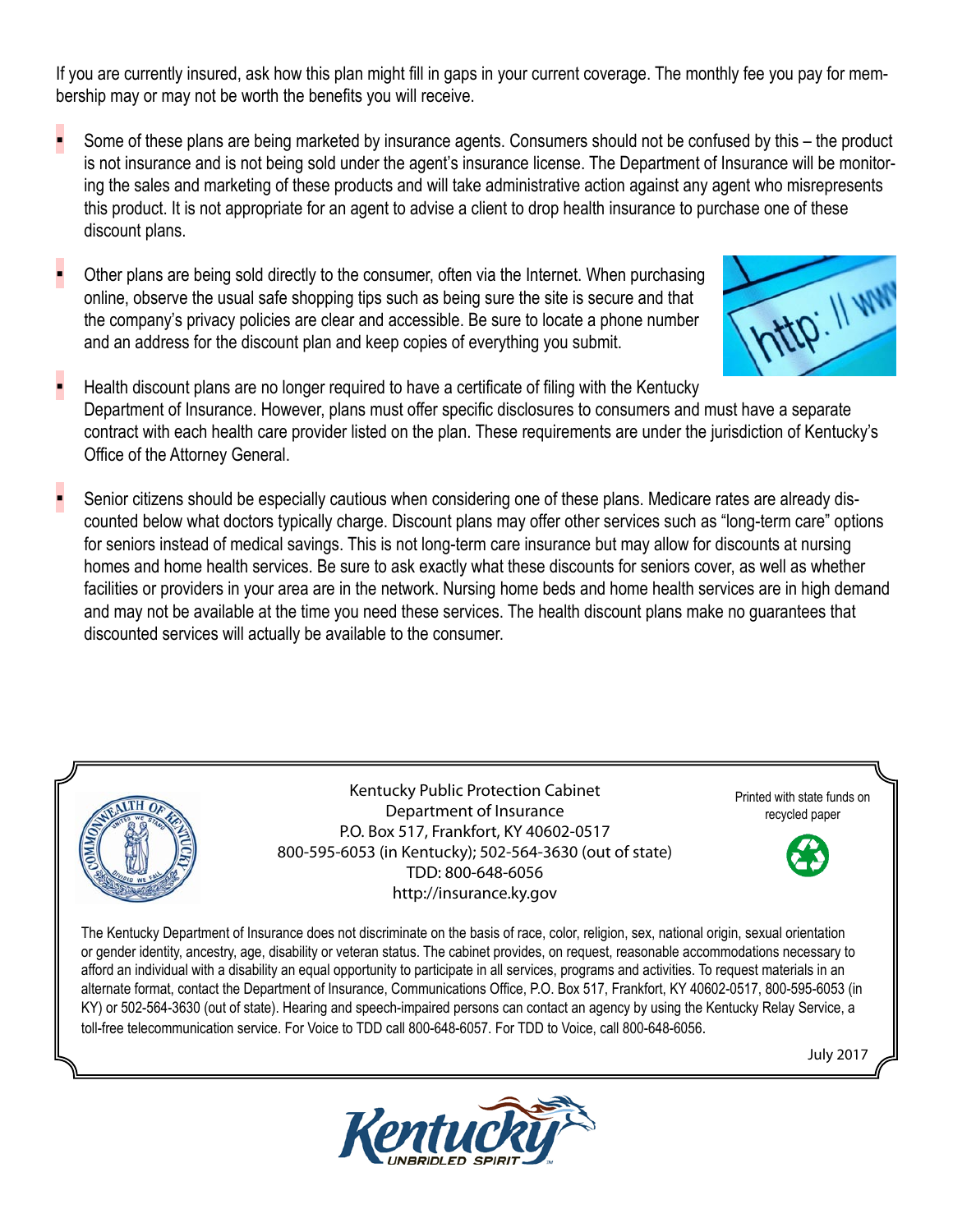If you are currently insured, ask how this plan might fill in gaps in your current coverage. The monthly fee you pay for membership may or may not be worth the benefits you will receive.

- Some of these plans are being marketed by insurance agents. Consumers should not be confused by this – the product is not insurance and is not being sold under the agent's insurance license. The Department of Insurance will be monitoring the sales and marketing of these products and will take administrative action against any agent who misrepresents this product. It is not appropriate for an agent to advise a client to drop health insurance to purchase one of these discount plans.
- Other plans are being sold directly to the consumer, often via the Internet. When purchasing online, observe the usual safe shopping tips such as being sure the site is secure and that the company's privacy policies are clear and accessible. Be sure to locate a phone number and an address for the discount plan and keep copies of everything you submit.
- Health discount plans are no longer required to have a certificate of filing with the Kentucky Department of Insurance. However, plans must offer specific disclosures to consumers and must have a separate contract with each health care provider listed on the plan. These requirements are under the jurisdiction of Kentucky's Office of the Attorney General.
- Senior citizens should be especially cautious when considering one of these plans. Medicare rates are already discounted below what doctors typically charge. Discount plans may offer other services such as "long-term care" options for seniors instead of medical savings. This is not long-term care insurance but may allow for discounts at nursing homes and home health services. Be sure to ask exactly what these discounts for seniors cover, as well as whether facilities or providers in your area are in the network. Nursing home beds and home health services are in high demand and may not be available at the time you need these services. The health discount plans make no guarantees that discounted services will actually be available to the consumer.

Kentucky Public Protection Cabinet
Department of Insurance
P.O. Box 517, Frankfort, KY 40602-0517
800-595-6053 (in Kentucky); 502-564-3630 (out of state)
TDD: 800-648-6056
http://insurance.ky.gov

Printed with state funds on recycled paper

The Kentucky Department of Insurance does not discriminate on the basis of race, color, religion, sex, national origin, sexual orientation or gender identity, ancestry, age, disability or veteran status. The cabinet provides, on request, reasonable accommodations necessary to afford an individual with a disability an equal opportunity to participate in all services, programs and activities. To request materials in an alternate format, contact the Department of Insurance, Communications Office, P.O. Box 517, Frankfort, KY 40602-0517, 800-595-6053 (in KY) or 502-564-3630 (out of state). Hearing and speech-impaired persons can contact an agency by using the Kentucky Relay Service, a toll-free telecommunication service. For Voice to TDD call 800-648-6057. For TDD to Voice, call 800-648-6056.

July 2017